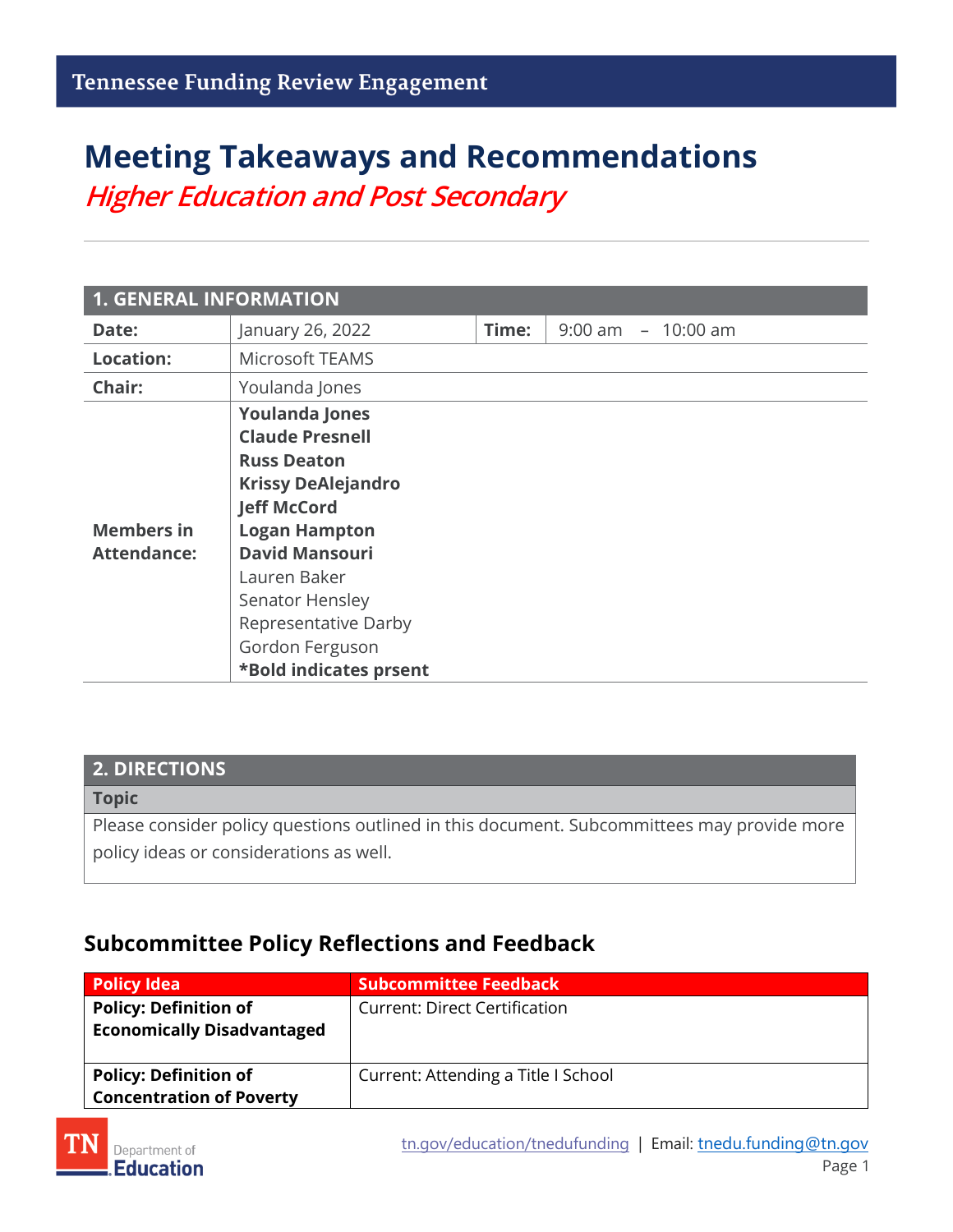Tennessee Funding Review Engagement

# Meeting Takeaways and Recommendations

## *Higher Education and Post Secondary*

| 1. GENERAL INFORMATION | | | |
|---|---|---|---|
| **Date:** | January 26, 2022 | **Time:** | 9:00 am – 10:00 am |
| **Location:** | Microsoft TEAMS | | |
| **Chair:** | Youlanda Jones | | |
| **Members in Attendance:** | **Youlanda Jones**<br>**Claude Presnell**<br>**Russ Deaton**<br>**Krissy DeAlejandro**<br>**Jeff McCord**<br>**Logan Hampton**<br>**David Mansouri**<br>Lauren Baker<br>Senator Hensley<br>Representative Darby<br>Gordon Ferguson<br>**\*Bold indicates prsent** | | |

| 2. DIRECTIONS |
|---|
| **Topic** |
| Please consider policy questions outlined in this document. Subcommittees may provide more policy ideas or considerations as well. |

### Subcommittee Policy Reflections and Feedback

| Policy Idea | Subcommittee Feedback |
|---|---|
| **Policy: Definition of Economically Disadvantaged** | Current: Direct Certification |
| **Policy: Definition of Concentration of Poverty** | Current: Attending a Title I School |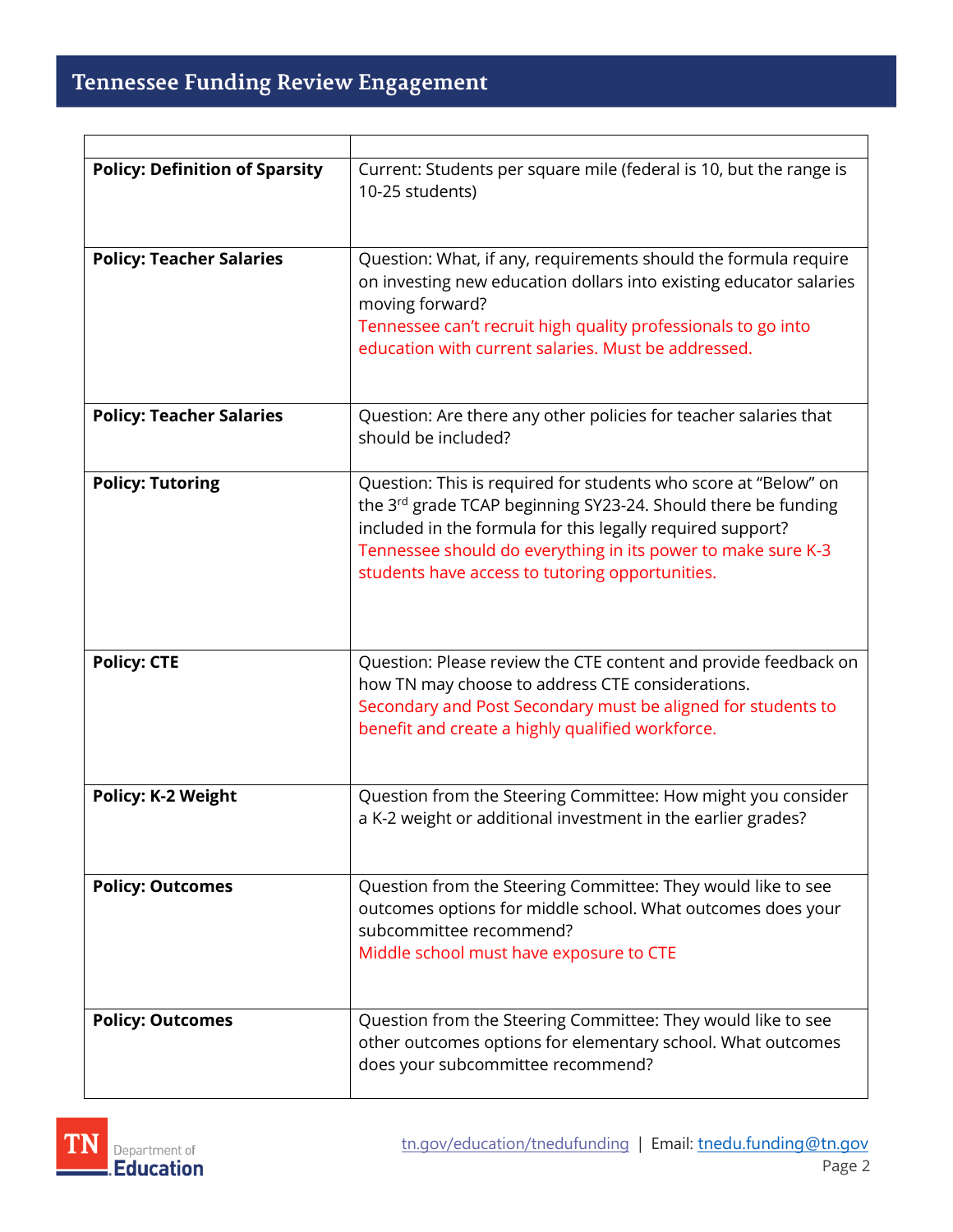# Tennessee Funding Review Engagement

| | |
|---|---|
| **Policy: Definition of Sparsity** | Current: Students per square mile (federal is 10, but the range is 10-25 students) |
| **Policy: Teacher Salaries** | Question: What, if any, requirements should the formula require on investing new education dollars into existing educator salaries moving forward?<br>Tennessee can't recruit high quality professionals to go into education with current salaries. Must be addressed. |
| **Policy: Teacher Salaries** | Question: Are there any other policies for teacher salaries that should be included? |
| **Policy: Tutoring** | Question: This is required for students who score at "Below" on the 3rd grade TCAP beginning SY23-24. Should there be funding included in the formula for this legally required support?<br>Tennessee should do everything in its power to make sure K-3 students have access to tutoring opportunities. |
| **Policy: CTE** | Question: Please review the CTE content and provide feedback on how TN may choose to address CTE considerations.<br>Secondary and Post Secondary must be aligned for students to benefit and create a highly qualified workforce. |
| **Policy: K-2 Weight** | Question from the Steering Committee: How might you consider a K-2 weight or additional investment in the earlier grades? |
| **Policy: Outcomes** | Question from the Steering Committee: They would like to see outcomes options for middle school. What outcomes does your subcommittee recommend?<br>Middle school must have exposure to CTE |
| **Policy: Outcomes** | Question from the Steering Committee: They would like to see other outcomes options for elementary school. What outcomes does your subcommittee recommend? |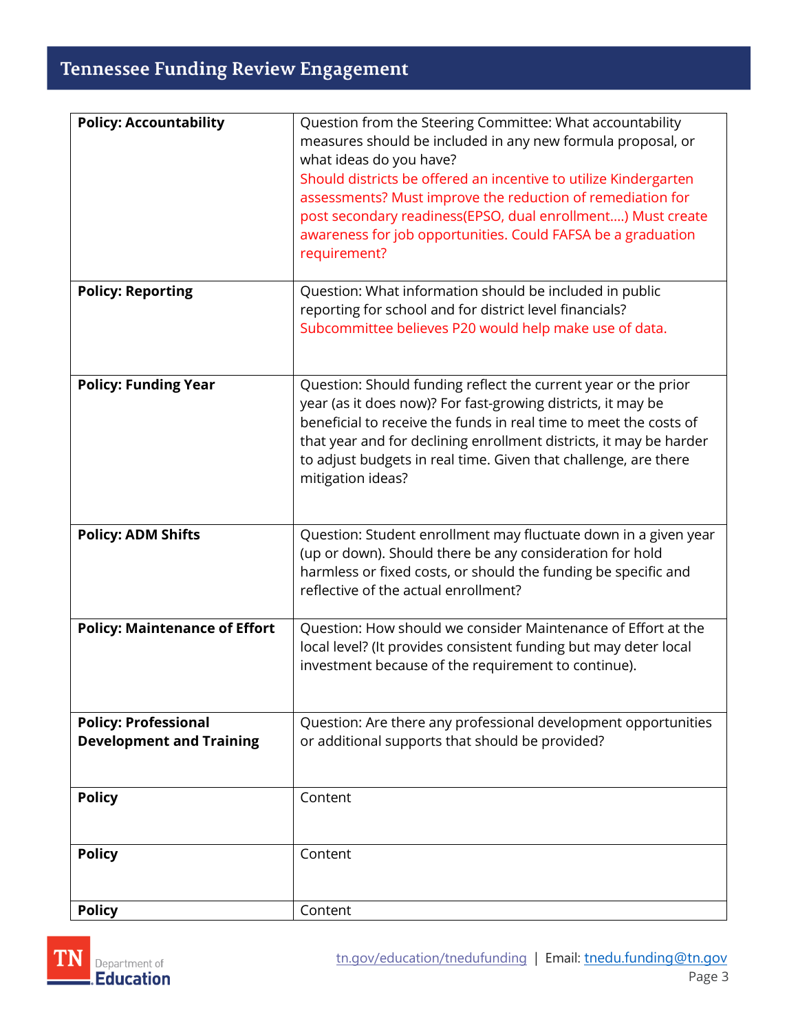| Policy | Content |
|---|---|
| **Policy: Accountability** | Question from the Steering Committee: What accountability measures should be included in any new formula proposal, or what ideas do you have? Should districts be offered an incentive to utilize Kindergarten assessments? Must improve the reduction of remediation for post secondary readiness(EPSO, dual enrollment....) Must create awareness for job opportunities. Could FAFSA be a graduation requirement? |
| **Policy: Reporting** | Question: What information should be included in public reporting for school and for district level financials? Subcommittee believes P20 would help make use of data. |
| **Policy: Funding Year** | Question: Should funding reflect the current year or the prior year (as it does now)? For fast-growing districts, it may be beneficial to receive the funds in real time to meet the costs of that year and for declining enrollment districts, it may be harder to adjust budgets in real time. Given that challenge, are there mitigation ideas? |
| **Policy: ADM Shifts** | Question: Student enrollment may fluctuate down in a given year (up or down). Should there be any consideration for hold harmless or fixed costs, or should the funding be specific and reflective of the actual enrollment? |
| **Policy: Maintenance of Effort** | Question: How should we consider Maintenance of Effort at the local level? (It provides consistent funding but may deter local investment because of the requirement to continue). |
| **Policy: Professional Development and Training** | Question: Are there any professional development opportunities or additional supports that should be provided? |
| **Policy** | Content |
| **Policy** | Content |
| **Policy** | Content |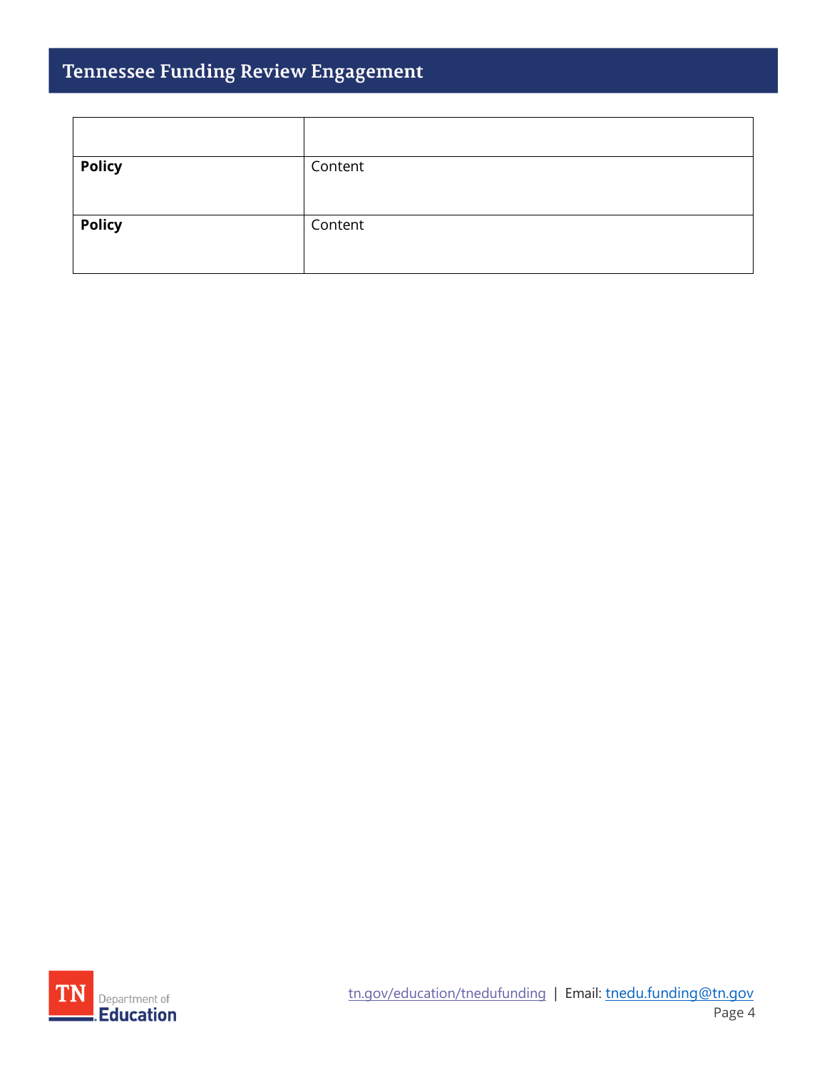| | |
|---|---|
| **Policy** | Content |
| **Policy** | Content |